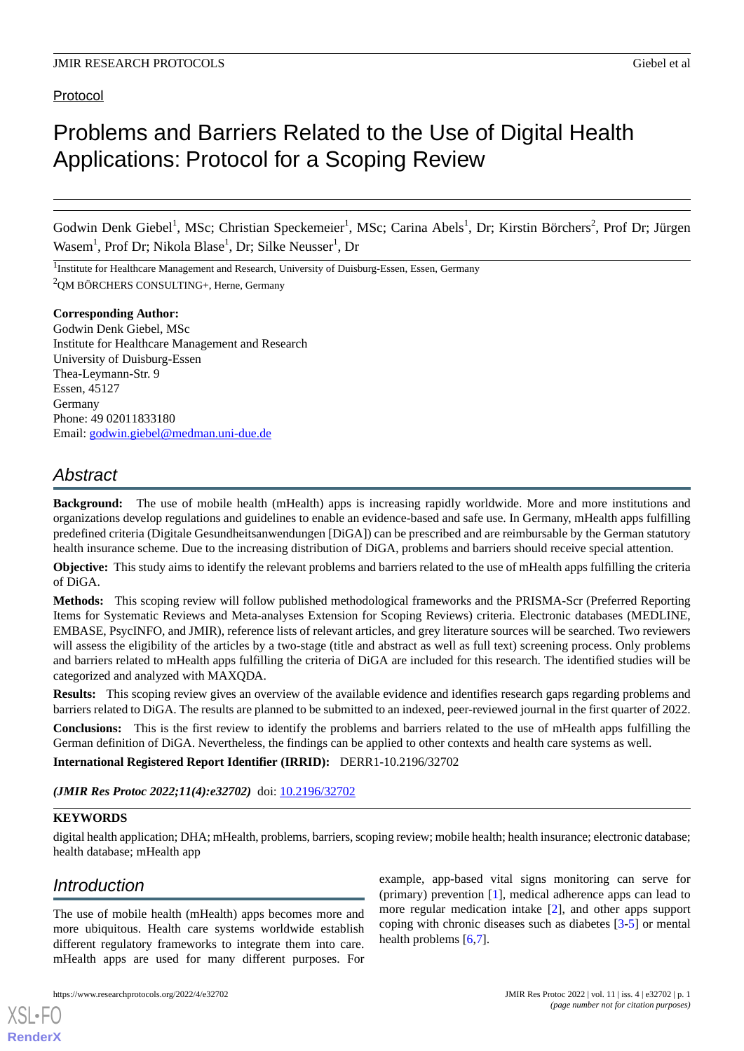Protocol

# Problems and Barriers Related to the Use of Digital Health Applications: Protocol for a Scoping Review

Godwin Denk Giebel[1], MSc; Christian Speckemeier[1], MSc; Carina Abels[1], Dr; Kirstin Börchers[2], Prof Dr; Jürgen Wasem[1], Prof Dr; Nikola Blase[1], Dr; Silke Neusser[1], Dr

[1]Institute for Healthcare Management and Research, University of Duisburg-Essen, Essen, Germany

[2]QM BÖRCHERS CONSULTING+, Herne, Germany

**Corresponding Author:**
Godwin Denk Giebel, MSc
Institute for Healthcare Management and Research
University of Duisburg-Essen
Thea-Leymann-Str. 9
Essen, 45127
Germany
Phone: 49 02011833180
Email: godwin.giebel@medman.uni-due.de

## Abstract

**Background:** The use of mobile health (mHealth) apps is increasing rapidly worldwide. More and more institutions and organizations develop regulations and guidelines to enable an evidence-based and safe use. In Germany, mHealth apps fulfilling predefined criteria (Digitale Gesundheitsanwendungen [DiGA]) can be prescribed and are reimbursable by the German statutory health insurance scheme. Due to the increasing distribution of DiGA, problems and barriers should receive special attention.

**Objective:** This study aims to identify the relevant problems and barriers related to the use of mHealth apps fulfilling the criteria of DiGA.

**Methods:** This scoping review will follow published methodological frameworks and the PRISMA-Scr (Preferred Reporting Items for Systematic Reviews and Meta-analyses Extension for Scoping Reviews) criteria. Electronic databases (MEDLINE, EMBASE, PsycINFO, and JMIR), reference lists of relevant articles, and grey literature sources will be searched. Two reviewers will assess the eligibility of the articles by a two-stage (title and abstract as well as full text) screening process. Only problems and barriers related to mHealth apps fulfilling the criteria of DiGA are included for this research. The identified studies will be categorized and analyzed with MAXQDA.

**Results:** This scoping review gives an overview of the available evidence and identifies research gaps regarding problems and barriers related to DiGA. The results are planned to be submitted to an indexed, peer-reviewed journal in the first quarter of 2022.

**Conclusions:** This is the first review to identify the problems and barriers related to the use of mHealth apps fulfilling the German definition of DiGA. Nevertheless, the findings can be applied to other contexts and health care systems as well.

**International Registered Report Identifier (IRRID):** DERR1-10.2196/32702

***(JMIR Res Protoc 2022;11(4):e32702)*** doi: 10.2196/32702

**KEYWORDS**

digital health application; DHA; mHealth, problems, barriers, scoping review; mobile health; health insurance; electronic database; health database; mHealth app

## Introduction

The use of mobile health (mHealth) apps becomes more and more ubiquitous. Health care systems worldwide establish different regulatory frameworks to integrate them into care. mHealth apps are used for many different purposes. For example, app-based vital signs monitoring can serve for (primary) prevention [1], medical adherence apps can lead to more regular medication intake [2], and other apps support coping with chronic diseases such as diabetes [3-5] or mental health problems [6,7].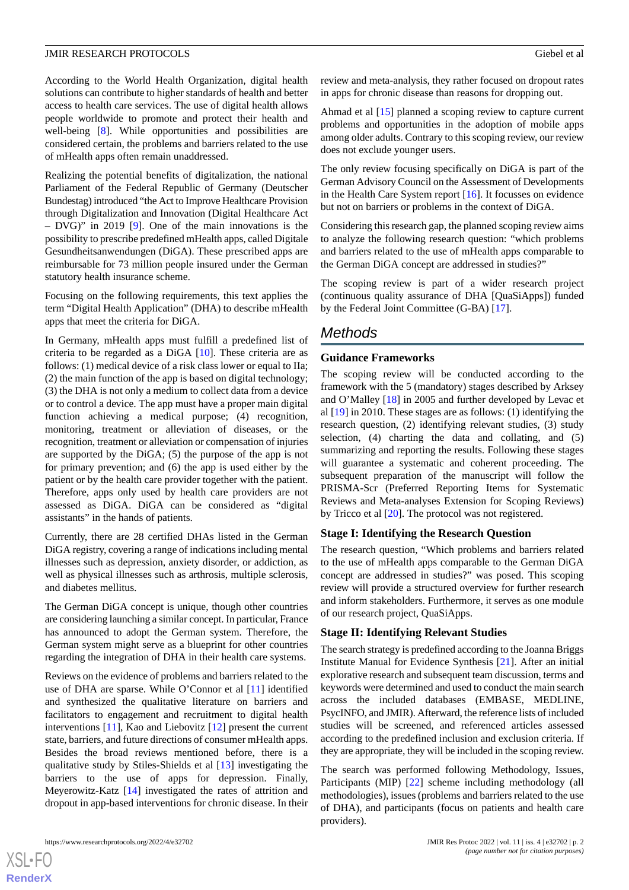According to the World Health Organization, digital health solutions can contribute to higher standards of health and better access to health care services. The use of digital health allows people worldwide to promote and protect their health and well-being [8]. While opportunities and possibilities are considered certain, the problems and barriers related to the use of mHealth apps often remain unaddressed.

Realizing the potential benefits of digitalization, the national Parliament of the Federal Republic of Germany (Deutscher Bundestag) introduced "the Act to Improve Healthcare Provision through Digitalization and Innovation (Digital Healthcare Act – DVG)" in 2019 [9]. One of the main innovations is the possibility to prescribe predefined mHealth apps, called Digitale Gesundheitsanwendungen (DiGA). These prescribed apps are reimbursable for 73 million people insured under the German statutory health insurance scheme.

Focusing on the following requirements, this text applies the term "Digital Health Application" (DHA) to describe mHealth apps that meet the criteria for DiGA.

In Germany, mHealth apps must fulfill a predefined list of criteria to be regarded as a DiGA [10]. These criteria are as follows: (1) medical device of a risk class lower or equal to IIa; (2) the main function of the app is based on digital technology; (3) the DHA is not only a medium to collect data from a device or to control a device. The app must have a proper main digital function achieving a medical purpose; (4) recognition, monitoring, treatment or alleviation of diseases, or the recognition, treatment or alleviation or compensation of injuries are supported by the DiGA; (5) the purpose of the app is not for primary prevention; and (6) the app is used either by the patient or by the health care provider together with the patient. Therefore, apps only used by health care providers are not assessed as DiGA. DiGA can be considered as "digital assistants" in the hands of patients.

Currently, there are 28 certified DHAs listed in the German DiGA registry, covering a range of indications including mental illnesses such as depression, anxiety disorder, or addiction, as well as physical illnesses such as arthrosis, multiple sclerosis, and diabetes mellitus.

The German DiGA concept is unique, though other countries are considering launching a similar concept. In particular, France has announced to adopt the German system. Therefore, the German system might serve as a blueprint for other countries regarding the integration of DHA in their health care systems.

Reviews on the evidence of problems and barriers related to the use of DHA are sparse. While O'Connor et al [11] identified and synthesized the qualitative literature on barriers and facilitators to engagement and recruitment to digital health interventions [11], Kao and Liebovitz [12] present the current state, barriers, and future directions of consumer mHealth apps. Besides the broad reviews mentioned before, there is a qualitative study by Stiles-Shields et al [13] investigating the barriers to the use of apps for depression. Finally, Meyerowitz-Katz [14] investigated the rates of attrition and dropout in app-based interventions for chronic disease. In their review and meta-analysis, they rather focused on dropout rates in apps for chronic disease than reasons for dropping out.

Ahmad et al [15] planned a scoping review to capture current problems and opportunities in the adoption of mobile apps among older adults. Contrary to this scoping review, our review does not exclude younger users.

The only review focusing specifically on DiGA is part of the German Advisory Council on the Assessment of Developments in the Health Care System report [16]. It focusses on evidence but not on barriers or problems in the context of DiGA.

Considering this research gap, the planned scoping review aims to analyze the following research question: "which problems and barriers related to the use of mHealth apps comparable to the German DiGA concept are addressed in studies?"

The scoping review is part of a wider research project (continuous quality assurance of DHA [QuaSiApps]) funded by the Federal Joint Committee (G-BA) [17].

## Methods

### Guidance Frameworks

The scoping review will be conducted according to the framework with the 5 (mandatory) stages described by Arksey and O'Malley [18] in 2005 and further developed by Levac et al [19] in 2010. These stages are as follows: (1) identifying the research question, (2) identifying relevant studies, (3) study selection, (4) charting the data and collating, and (5) summarizing and reporting the results. Following these stages will guarantee a systematic and coherent proceeding. The subsequent preparation of the manuscript will follow the PRISMA-Scr (Preferred Reporting Items for Systematic Reviews and Meta-analyses Extension for Scoping Reviews) by Tricco et al [20]. The protocol was not registered.

### Stage I: Identifying the Research Question

The research question, "Which problems and barriers related to the use of mHealth apps comparable to the German DiGA concept are addressed in studies?" was posed. This scoping review will provide a structured overview for further research and inform stakeholders. Furthermore, it serves as one module of our research project, QuaSiApps.

### Stage II: Identifying Relevant Studies

The search strategy is predefined according to the Joanna Briggs Institute Manual for Evidence Synthesis [21]. After an initial explorative research and subsequent team discussion, terms and keywords were determined and used to conduct the main search across the included databases (EMBASE, MEDLINE, PsycINFO, and JMIR). Afterward, the reference lists of included studies will be screened, and referenced articles assessed according to the predefined inclusion and exclusion criteria. If they are appropriate, they will be included in the scoping review.

The search was performed following Methodology, Issues, Participants (MIP) [22] scheme including methodology (all methodologies), issues (problems and barriers related to the use of DHA), and participants (focus on patients and health care providers).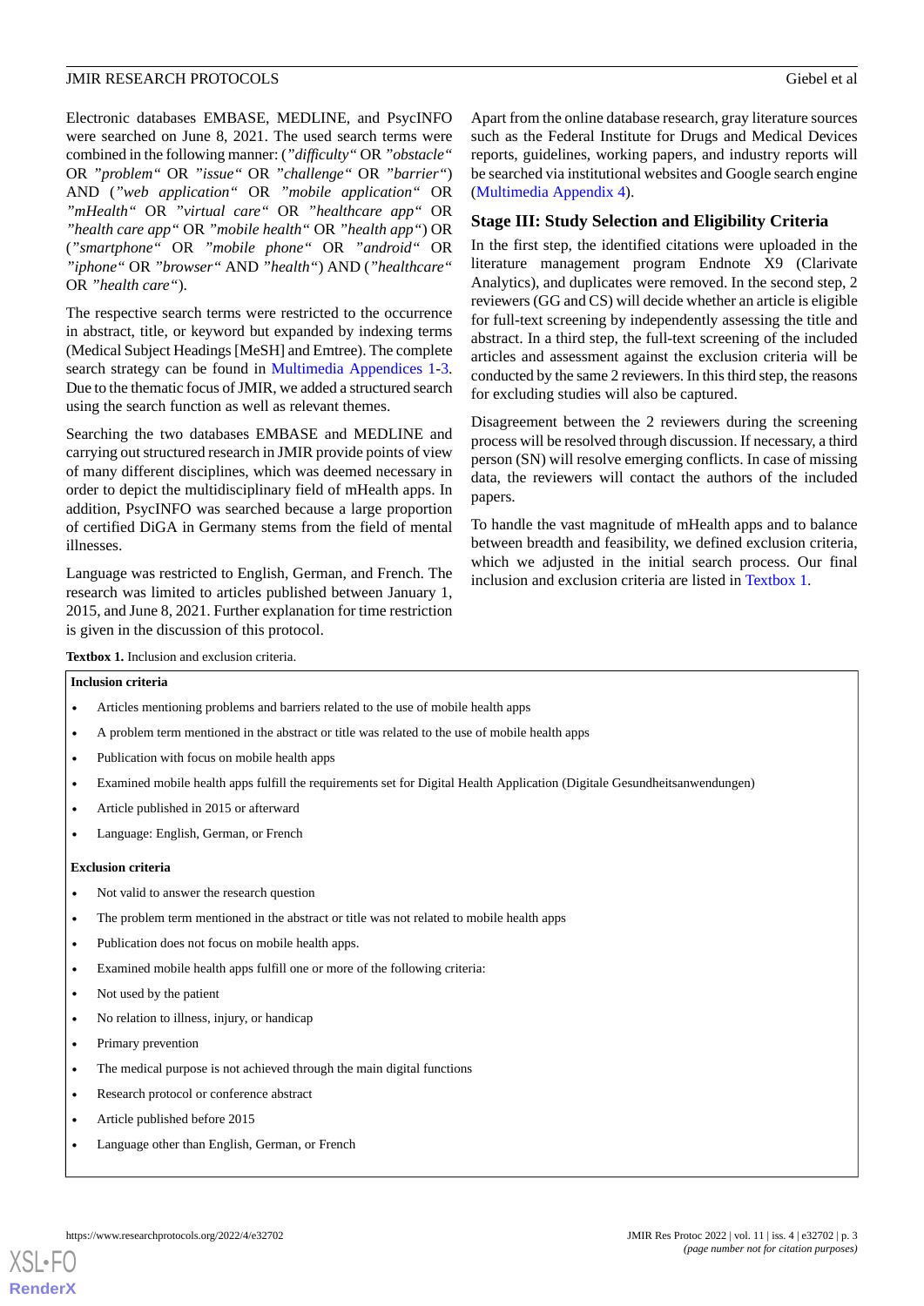Electronic databases EMBASE, MEDLINE, and PsycINFO were searched on June 8, 2021. The used search terms were combined in the following manner: (*"difficulty"* OR *"obstacle"* OR *"problem"* OR *"issue"* OR *"challenge"* OR *"barrier"*) AND (*"web application"* OR *"mobile application"* OR *"mHealth"* OR *"virtual care"* OR *"healthcare app"* OR *"health care app"* OR *"mobile health"* OR *"health app"*) OR (*"smartphone"* OR *"mobile phone"* OR *"android"* OR *"iphone"* OR *"browser"* AND *"health"*) AND (*"healthcare"* OR *"health care"*).

The respective search terms were restricted to the occurrence in abstract, title, or keyword but expanded by indexing terms (Medical Subject Headings [MeSH] and Emtree). The complete search strategy can be found in Multimedia Appendices 1-3. Due to the thematic focus of JMIR, we added a structured search using the search function as well as relevant themes.

Searching the two databases EMBASE and MEDLINE and carrying out structured research in JMIR provide points of view of many different disciplines, which was deemed necessary in order to depict the multidisciplinary field of mHealth apps. In addition, PsycINFO was searched because a large proportion of certified DiGA in Germany stems from the field of mental illnesses.

Language was restricted to English, German, and French. The research was limited to articles published between January 1, 2015, and June 8, 2021. Further explanation for time restriction is given in the discussion of this protocol.

Apart from the online database research, gray literature sources such as the Federal Institute for Drugs and Medical Devices reports, guidelines, working papers, and industry reports will be searched via institutional websites and Google search engine (Multimedia Appendix 4).

## Stage III: Study Selection and Eligibility Criteria

In the first step, the identified citations were uploaded in the literature management program Endnote X9 (Clarivate Analytics), and duplicates were removed. In the second step, 2 reviewers (GG and CS) will decide whether an article is eligible for full-text screening by independently assessing the title and abstract. In a third step, the full-text screening of the included articles and assessment against the exclusion criteria will be conducted by the same 2 reviewers. In this third step, the reasons for excluding studies will also be captured.

Disagreement between the 2 reviewers during the screening process will be resolved through discussion. If necessary, a third person (SN) will resolve emerging conflicts. In case of missing data, the reviewers will contact the authors of the included papers.

To handle the vast magnitude of mHealth apps and to balance between breadth and feasibility, we defined exclusion criteria, which we adjusted in the initial search process. Our final inclusion and exclusion criteria are listed in Textbox 1.

**Textbox 1.** Inclusion and exclusion criteria.

**Inclusion criteria**

- Articles mentioning problems and barriers related to the use of mobile health apps
- A problem term mentioned in the abstract or title was related to the use of mobile health apps
- Publication with focus on mobile health apps
- Examined mobile health apps fulfill the requirements set for Digital Health Application (Digitale Gesundheitsanwendungen)
- Article published in 2015 or afterward
- Language: English, German, or French

**Exclusion criteria**

- Not valid to answer the research question
- The problem term mentioned in the abstract or title was not related to mobile health apps
- Publication does not focus on mobile health apps.
- Examined mobile health apps fulfill one or more of the following criteria:
- Not used by the patient
- No relation to illness, injury, or handicap
- Primary prevention
- The medical purpose is not achieved through the main digital functions
- Research protocol or conference abstract
- Article published before 2015
- Language other than English, German, or French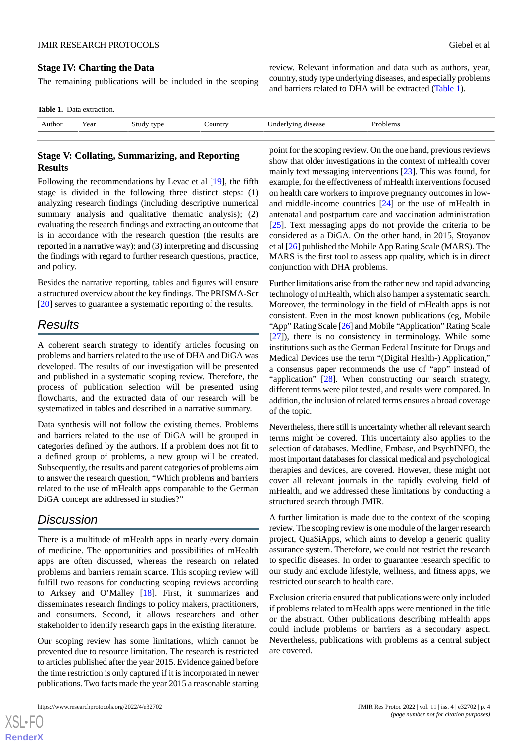### Stage IV: Charting the Data

The remaining publications will be included in the scoping review. Relevant information and data such as authors, year, country, study type underlying diseases, and especially problems and barriers related to DHA will be extracted (Table 1).

**Table 1.** Data extraction.

| Author | Year | Study type | Country | Underlying disease | Problems |
|---|---|---|---|---|---|

### Stage V: Collating, Summarizing, and Reporting Results

Following the recommendations by Levac et al [19], the fifth stage is divided in the following three distinct steps: (1) analyzing research findings (including descriptive numerical summary analysis and qualitative thematic analysis); (2) evaluating the research findings and extracting an outcome that is in accordance with the research question (the results are reported in a narrative way); and (3) interpreting and discussing the findings with regard to further research questions, practice, and policy.

Besides the narrative reporting, tables and figures will ensure a structured overview about the key findings. The PRISMA-Scr [20] serves to guarantee a systematic reporting of the results.

## Results

A coherent search strategy to identify articles focusing on problems and barriers related to the use of DHA and DiGA was developed. The results of our investigation will be presented and published in a systematic scoping review. Therefore, the process of publication selection will be presented using flowcharts, and the extracted data of our research will be systematized in tables and described in a narrative summary.

Data synthesis will not follow the existing themes. Problems and barriers related to the use of DiGA will be grouped in categories defined by the authors. If a problem does not fit to a defined group of problems, a new group will be created. Subsequently, the results and parent categories of problems aim to answer the research question, "Which problems and barriers related to the use of mHealth apps comparable to the German DiGA concept are addressed in studies?"

## Discussion

There is a multitude of mHealth apps in nearly every domain of medicine. The opportunities and possibilities of mHealth apps are often discussed, whereas the research on related problems and barriers remain scarce. This scoping review will fulfill two reasons for conducting scoping reviews according to Arksey and O'Malley [18]. First, it summarizes and disseminates research findings to policy makers, practitioners, and consumers. Second, it allows researchers and other stakeholder to identify research gaps in the existing literature.

Our scoping review has some limitations, which cannot be prevented due to resource limitation. The research is restricted to articles published after the year 2015. Evidence gained before the time restriction is only captured if it is incorporated in newer publications. Two facts made the year 2015 a reasonable starting point for the scoping review. On the one hand, previous reviews show that older investigations in the context of mHealth cover mainly text messaging interventions [23]. This was found, for example, for the effectiveness of mHealth interventions focused on health care workers to improve pregnancy outcomes in low- and middle-income countries [24] or the use of mHealth in antenatal and postpartum care and vaccination administration [25]. Text messaging apps do not provide the criteria to be considered as a DiGA. On the other hand, in 2015, Stoyanov et al [26] published the Mobile App Rating Scale (MARS). The MARS is the first tool to assess app quality, which is in direct conjunction with DHA problems.

Further limitations arise from the rather new and rapid advancing technology of mHealth, which also hamper a systematic search. Moreover, the terminology in the field of mHealth apps is not consistent. Even in the most known publications (eg, Mobile "App" Rating Scale [26] and Mobile "Application" Rating Scale [27]), there is no consistency in terminology. While some institutions such as the German Federal Institute for Drugs and Medical Devices use the term "(Digital Health-) Application," a consensus paper recommends the use of "app" instead of "application" [28]. When constructing our search strategy, different terms were pilot tested, and results were compared. In addition, the inclusion of related terms ensures a broad coverage of the topic.

Nevertheless, there still is uncertainty whether all relevant search terms might be covered. This uncertainty also applies to the selection of databases. Medline, Embase, and PsychINFO, the most important databases for classical medical and psychological therapies and devices, are covered. However, these might not cover all relevant journals in the rapidly evolving field of mHealth, and we addressed these limitations by conducting a structured search through JMIR.

A further limitation is made due to the context of the scoping review. The scoping review is one module of the larger research project, QuaSiApps, which aims to develop a generic quality assurance system. Therefore, we could not restrict the research to specific diseases. In order to guarantee research specific to our study and exclude lifestyle, wellness, and fitness apps, we restricted our search to health care.

Exclusion criteria ensured that publications were only included if problems related to mHealth apps were mentioned in the title or the abstract. Other publications describing mHealth apps could include problems or barriers as a secondary aspect. Nevertheless, publications with problems as a central subject are covered.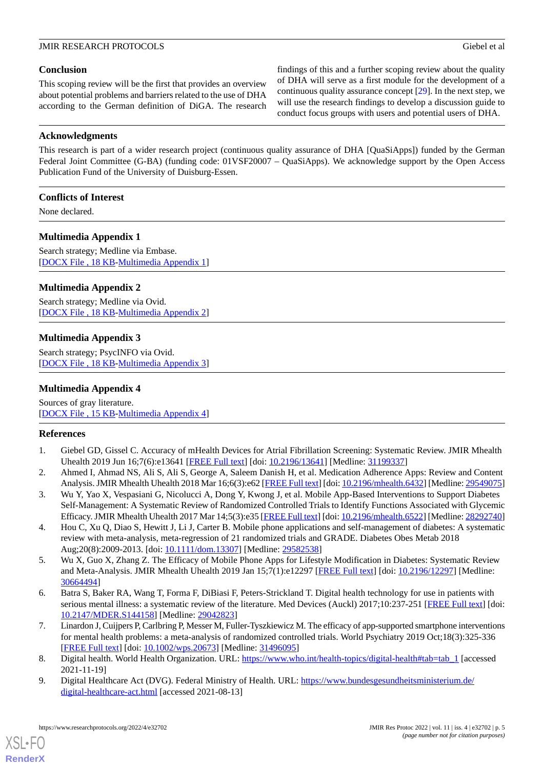## Conclusion

This scoping review will be the first that provides an overview about potential problems and barriers related to the use of DHA according to the German definition of DiGA. The research findings of this and a further scoping review about the quality of DHA will serve as a first module for the development of a continuous quality assurance concept [29]. In the next step, we will use the research findings to develop a discussion guide to conduct focus groups with users and potential users of DHA.

## Acknowledgments

This research is part of a wider research project (continuous quality assurance of DHA [QuaSiApps]) funded by the German Federal Joint Committee (G-BA) (funding code: 01VSF20007 – QuaSiApps). We acknowledge support by the Open Access Publication Fund of the University of Duisburg-Essen.

## Conflicts of Interest

None declared.

## Multimedia Appendix 1

Search strategy; Medline via Embase.
[DOCX File , 18 KB-Multimedia Appendix 1]

## Multimedia Appendix 2

Search strategy; Medline via Ovid.
[DOCX File , 18 KB-Multimedia Appendix 2]

## Multimedia Appendix 3

Search strategy; PsycINFO via Ovid.
[DOCX File , 18 KB-Multimedia Appendix 3]

## Multimedia Appendix 4

Sources of gray literature.
[DOCX File , 15 KB-Multimedia Appendix 4]

## References

1. Giebel GD, Gissel C. Accuracy of mHealth Devices for Atrial Fibrillation Screening: Systematic Review. JMIR Mhealth Uhealth 2019 Jun 16;7(6):e13641 [FREE Full text] [doi: 10.2196/13641] [Medline: 31199337]
2. Ahmed I, Ahmad NS, Ali S, Ali S, George A, Saleem Danish H, et al. Medication Adherence Apps: Review and Content Analysis. JMIR Mhealth Uhealth 2018 Mar 16;6(3):e62 [FREE Full text] [doi: 10.2196/mhealth.6432] [Medline: 29549075]
3. Wu Y, Yao X, Vespasiani G, Nicolucci A, Dong Y, Kwong J, et al. Mobile App-Based Interventions to Support Diabetes Self-Management: A Systematic Review of Randomized Controlled Trials to Identify Functions Associated with Glycemic Efficacy. JMIR Mhealth Uhealth 2017 Mar 14;5(3):e35 [FREE Full text] [doi: 10.2196/mhealth.6522] [Medline: 28292740]
4. Hou C, Xu Q, Diao S, Hewitt J, Li J, Carter B. Mobile phone applications and self-management of diabetes: A systematic review with meta-analysis, meta-regression of 21 randomized trials and GRADE. Diabetes Obes Metab 2018 Aug;20(8):2009-2013. [doi: 10.1111/dom.13307] [Medline: 29582538]
5. Wu X, Guo X, Zhang Z. The Efficacy of Mobile Phone Apps for Lifestyle Modification in Diabetes: Systematic Review and Meta-Analysis. JMIR Mhealth Uhealth 2019 Jan 15;7(1):e12297 [FREE Full text] [doi: 10.2196/12297] [Medline: 30664494]
6. Batra S, Baker RA, Wang T, Forma F, DiBiasi F, Peters-Strickland T. Digital health technology for use in patients with serious mental illness: a systematic review of the literature. Med Devices (Auckl) 2017;10:237-251 [FREE Full text] [doi: 10.2147/MDER.S144158] [Medline: 29042823]
7. Linardon J, Cuijpers P, Carlbring P, Messer M, Fuller-Tyszkiewicz M. The efficacy of app-supported smartphone interventions for mental health problems: a meta-analysis of randomized controlled trials. World Psychiatry 2019 Oct;18(3):325-336 [FREE Full text] [doi: 10.1002/wps.20673] [Medline: 31496095]
8. Digital health. World Health Organization. URL: https://www.who.int/health-topics/digital-health#tab=tab_1 [accessed 2021-11-19]
9. Digital Healthcare Act (DVG). Federal Ministry of Health. URL: https://www.bundesgesundheitsministerium.de/digital-healthcare-act.html [accessed 2021-08-13]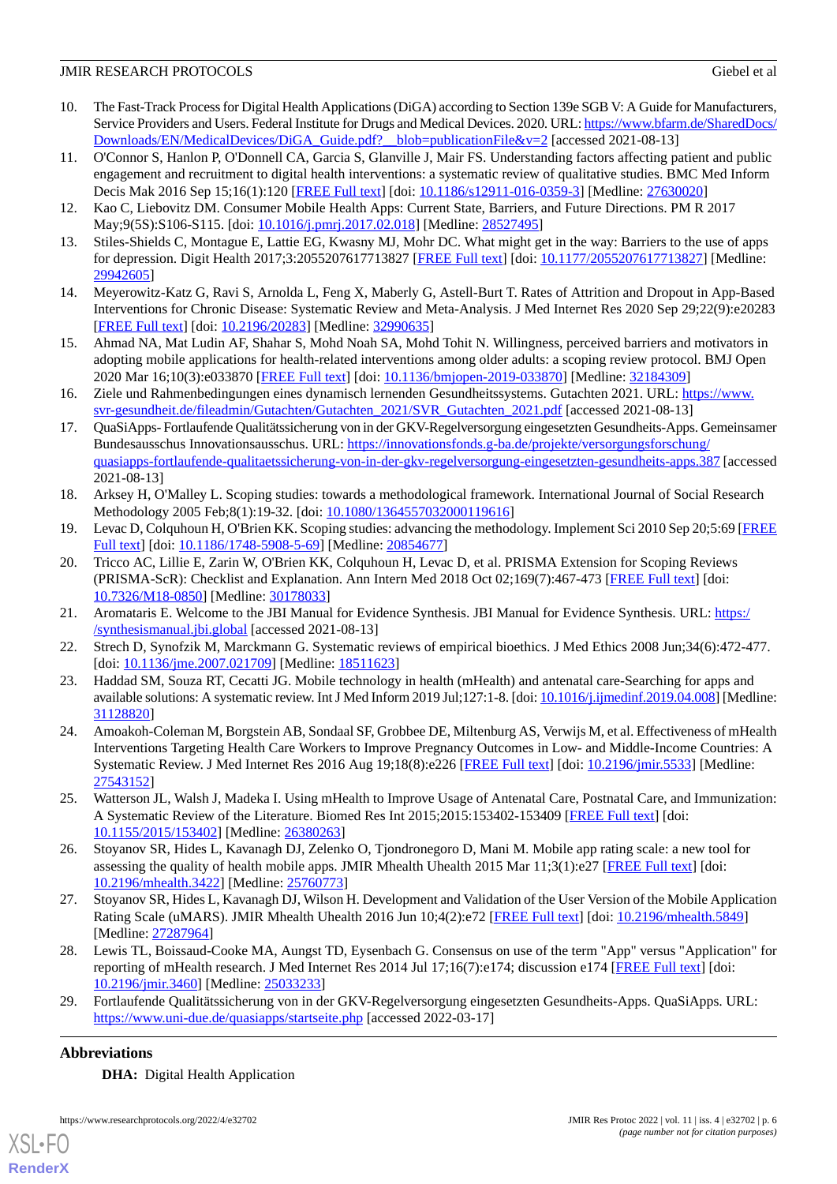10. The Fast-Track Process for Digital Health Applications (DiGA) according to Section 139e SGB V: A Guide for Manufacturers, Service Providers and Users. Federal Institute for Drugs and Medical Devices. 2020. URL: https://www.bfarm.de/SharedDocs/Downloads/EN/MedicalDevices/DiGA_Guide.pdf?__blob=publicationFile&v=2 [accessed 2021-08-13]
11. O'Connor S, Hanlon P, O'Donnell CA, Garcia S, Glanville J, Mair FS. Understanding factors affecting patient and public engagement and recruitment to digital health interventions: a systematic review of qualitative studies. BMC Med Inform Decis Mak 2016 Sep 15;16(1):120 [FREE Full text] [doi: 10.1186/s12911-016-0359-3] [Medline: 27630020]
12. Kao C, Liebovitz DM. Consumer Mobile Health Apps: Current State, Barriers, and Future Directions. PM R 2017 May;9(5S):S106-S115. [doi: 10.1016/j.pmrj.2017.02.018] [Medline: 28527495]
13. Stiles-Shields C, Montague E, Lattie EG, Kwasny MJ, Mohr DC. What might get in the way: Barriers to the use of apps for depression. Digit Health 2017;3:2055207617713827 [FREE Full text] [doi: 10.1177/2055207617713827] [Medline: 29942605]
14. Meyerowitz-Katz G, Ravi S, Arnolda L, Feng X, Maberly G, Astell-Burt T. Rates of Attrition and Dropout in App-Based Interventions for Chronic Disease: Systematic Review and Meta-Analysis. J Med Internet Res 2020 Sep 29;22(9):e20283 [FREE Full text] [doi: 10.2196/20283] [Medline: 32990635]
15. Ahmad NA, Mat Ludin AF, Shahar S, Mohd Noah SA, Mohd Tohit N. Willingness, perceived barriers and motivators in adopting mobile applications for health-related interventions among older adults: a scoping review protocol. BMJ Open 2020 Mar 16;10(3):e033870 [FREE Full text] [doi: 10.1136/bmjopen-2019-033870] [Medline: 32184309]
16. Ziele und Rahmenbedingungen eines dynamisch lernenden Gesundheitssystems. Gutachten 2021. URL: https://www.svr-gesundheit.de/fileadmin/Gutachten/Gutachten_2021/SVR_Gutachten_2021.pdf [accessed 2021-08-13]
17. QuaSiApps- Fortlaufende Qualitätssicherung von in der GKV-Regelversorgung eingesetzten Gesundheits-Apps. Gemeinsamer Bundesausschus Innovationsausschus. URL: https://innovationsfonds.g-ba.de/projekte/versorgungsforschung/quasiapps-fortlaufende-qualitaetssicherung-von-in-der-gkv-regelversorgung-eingesetzten-gesundheits-apps.387 [accessed 2021-08-13]
18. Arksey H, O'Malley L. Scoping studies: towards a methodological framework. International Journal of Social Research Methodology 2005 Feb;8(1):19-32. [doi: 10.1080/1364557032000119616]
19. Levac D, Colquhoun H, O'Brien KK. Scoping studies: advancing the methodology. Implement Sci 2010 Sep 20;5:69 [FREE Full text] [doi: 10.1186/1748-5908-5-69] [Medline: 20854677]
20. Tricco AC, Lillie E, Zarin W, O'Brien KK, Colquhoun H, Levac D, et al. PRISMA Extension for Scoping Reviews (PRISMA-ScR): Checklist and Explanation. Ann Intern Med 2018 Oct 02;169(7):467-473 [FREE Full text] [doi: 10.7326/M18-0850] [Medline: 30178033]
21. Aromataris E. Welcome to the JBI Manual for Evidence Synthesis. JBI Manual for Evidence Synthesis. URL: https://synthesismanual.jbi.global [accessed 2021-08-13]
22. Strech D, Synofzik M, Marckmann G. Systematic reviews of empirical bioethics. J Med Ethics 2008 Jun;34(6):472-477. [doi: 10.1136/jme.2007.021709] [Medline: 18511623]
23. Haddad SM, Souza RT, Cecatti JG. Mobile technology in health (mHealth) and antenatal care-Searching for apps and available solutions: A systematic review. Int J Med Inform 2019 Jul;127:1-8. [doi: 10.1016/j.ijmedinf.2019.04.008] [Medline: 31128820]
24. Amoakoh-Coleman M, Borgstein AB, Sondaal SF, Grobbee DE, Miltenburg AS, Verwijs M, et al. Effectiveness of mHealth Interventions Targeting Health Care Workers to Improve Pregnancy Outcomes in Low- and Middle-Income Countries: A Systematic Review. J Med Internet Res 2016 Aug 19;18(8):e226 [FREE Full text] [doi: 10.2196/jmir.5533] [Medline: 27543152]
25. Watterson JL, Walsh J, Madeka I. Using mHealth to Improve Usage of Antenatal Care, Postnatal Care, and Immunization: A Systematic Review of the Literature. Biomed Res Int 2015;2015:153402-153409 [FREE Full text] [doi: 10.1155/2015/153402] [Medline: 26380263]
26. Stoyanov SR, Hides L, Kavanagh DJ, Zelenko O, Tjondronegoro D, Mani M. Mobile app rating scale: a new tool for assessing the quality of health mobile apps. JMIR Mhealth Uhealth 2015 Mar 11;3(1):e27 [FREE Full text] [doi: 10.2196/mhealth.3422] [Medline: 25760773]
27. Stoyanov SR, Hides L, Kavanagh DJ, Wilson H. Development and Validation of the User Version of the Mobile Application Rating Scale (uMARS). JMIR Mhealth Uhealth 2016 Jun 10;4(2):e72 [FREE Full text] [doi: 10.2196/mhealth.5849] [Medline: 27287964]
28. Lewis TL, Boissaud-Cooke MA, Aungst TD, Eysenbach G. Consensus on use of the term "App" versus "Application" for reporting of mHealth research. J Med Internet Res 2014 Jul 17;16(7):e174; discussion e174 [FREE Full text] [doi: 10.2196/jmir.3460] [Medline: 25033233]
29. Fortlaufende Qualitätssicherung von in der GKV-Regelversorgung eingesetzten Gesundheits-Apps. QuaSiApps. URL: https://www.uni-due.de/quasiapps/startseite.php [accessed 2022-03-17]

## Abbreviations

**DHA:** Digital Health Application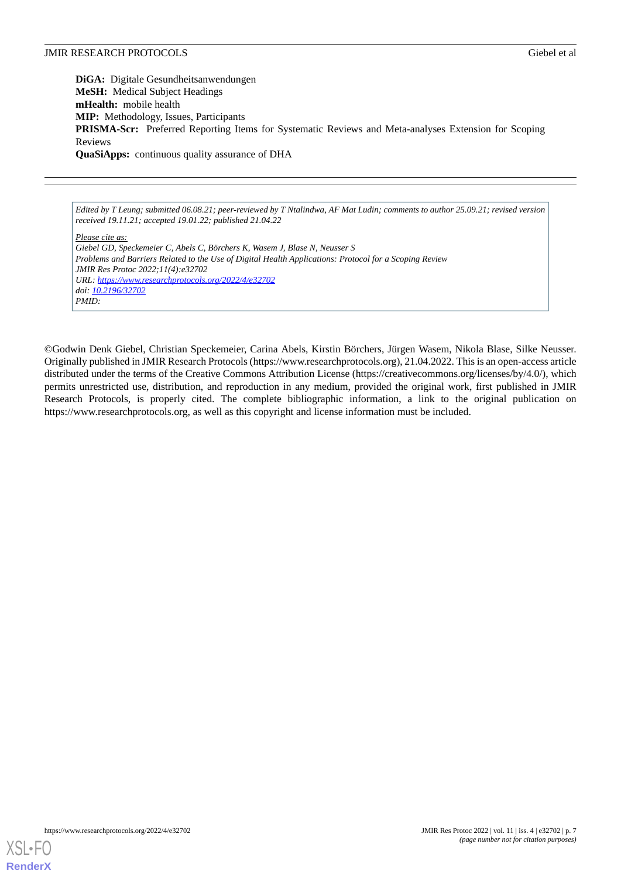**DiGA:** Digitale Gesundheitsanwendungen
**MeSH:** Medical Subject Headings
**mHealth:** mobile health
**MIP:** Methodology, Issues, Participants
**PRISMA-Scr:** Preferred Reporting Items for Systematic Reviews and Meta-analyses Extension for Scoping Reviews
**QuaSiApps:** continuous quality assurance of DHA

---

*Edited by T Leung; submitted 06.08.21; peer-reviewed by T Ntalindwa, AF Mat Ludin; comments to author 25.09.21; revised version received 19.11.21; accepted 19.01.22; published 21.04.22*

*Please cite as:*
*Giebel GD, Speckemeier C, Abels C, Börchers K, Wasem J, Blase N, Neusser S*
*Problems and Barriers Related to the Use of Digital Health Applications: Protocol for a Scoping Review*
*JMIR Res Protoc 2022;11(4):e32702*
*URL: https://www.researchprotocols.org/2022/4/e32702*
*doi: 10.2196/32702*
*PMID:*

©Godwin Denk Giebel, Christian Speckemeier, Carina Abels, Kirstin Börchers, Jürgen Wasem, Nikola Blase, Silke Neusser. Originally published in JMIR Research Protocols (https://www.researchprotocols.org), 21.04.2022. This is an open-access article distributed under the terms of the Creative Commons Attribution License (https://creativecommons.org/licenses/by/4.0/), which permits unrestricted use, distribution, and reproduction in any medium, provided the original work, first published in JMIR Research Protocols, is properly cited. The complete bibliographic information, a link to the original publication on https://www.researchprotocols.org, as well as this copyright and license information must be included.